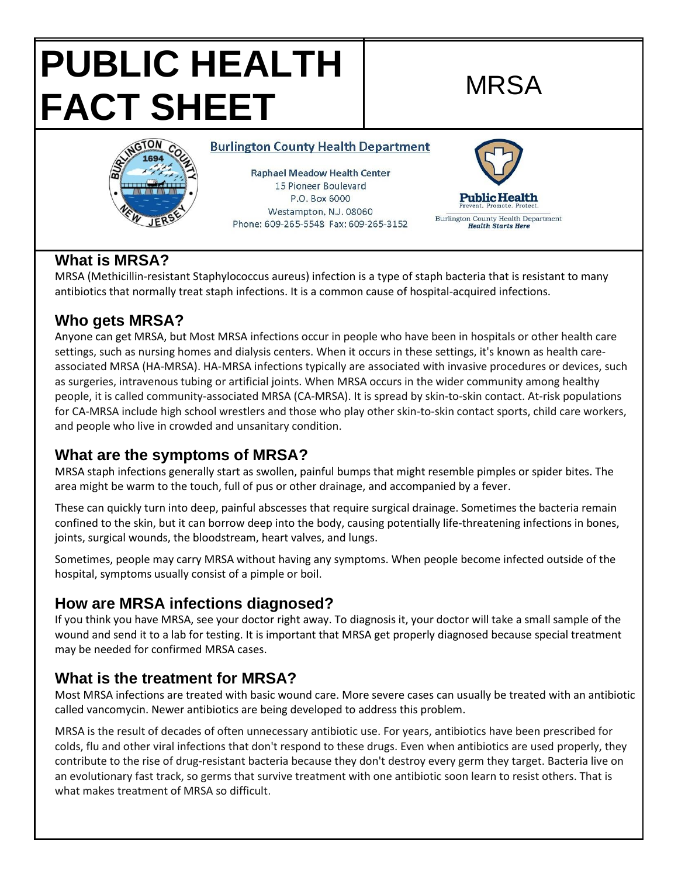# PUBLIC HEALTH FACT SHEET

# MRSA

**Burlington County Health Department**

Raphael Meadow Health Center
15 Pioneer Boulevard
P.O. Box 6000
Westampton, N.J. 08060
Phone: 609-265-5548 Fax: 609-265-3152

Public Health
Prevent. Promote. Protect.
Burlington County Health Department
*Health Starts Here*

## What is MRSA?

MRSA (Methicillin-resistant Staphylococcus aureus) infection is a type of staph bacteria that is resistant to many antibiotics that normally treat staph infections. It is a common cause of hospital-acquired infections.

## Who gets MRSA?

Anyone can get MRSA, but Most MRSA infections occur in people who have been in hospitals or other health care settings, such as nursing homes and dialysis centers. When it occurs in these settings, it's known as health care-associated MRSA (HA-MRSA). HA-MRSA infections typically are associated with invasive procedures or devices, such as surgeries, intravenous tubing or artificial joints. When MRSA occurs in the wider community among healthy people, it is called community-associated MRSA (CA-MRSA). It is spread by skin-to-skin contact. At-risk populations for CA-MRSA include high school wrestlers and those who play other skin-to-skin contact sports, child care workers, and people who live in crowded and unsanitary condition.

## What are the symptoms of MRSA?

MRSA staph infections generally start as swollen, painful bumps that might resemble pimples or spider bites. The area might be warm to the touch, full of pus or other drainage, and accompanied by a fever.

These can quickly turn into deep, painful abscesses that require surgical drainage. Sometimes the bacteria remain confined to the skin, but it can borrow deep into the body, causing potentially life-threatening infections in bones, joints, surgical wounds, the bloodstream, heart valves, and lungs.

Sometimes, people may carry MRSA without having any symptoms. When people become infected outside of the hospital, symptoms usually consist of a pimple or boil.

## How are MRSA infections diagnosed?

If you think you have MRSA, see your doctor right away. To diagnosis it, your doctor will take a small sample of the wound and send it to a lab for testing. It is important that MRSA get properly diagnosed because special treatment may be needed for confirmed MRSA cases.

## What is the treatment for MRSA?

Most MRSA infections are treated with basic wound care. More severe cases can usually be treated with an antibiotic called vancomycin. Newer antibiotics are being developed to address this problem.

MRSA is the result of decades of often unnecessary antibiotic use. For years, antibiotics have been prescribed for colds, flu and other viral infections that don't respond to these drugs. Even when antibiotics are used properly, they contribute to the rise of drug-resistant bacteria because they don't destroy every germ they target. Bacteria live on an evolutionary fast track, so germs that survive treatment with one antibiotic soon learn to resist others. That is what makes treatment of MRSA so difficult.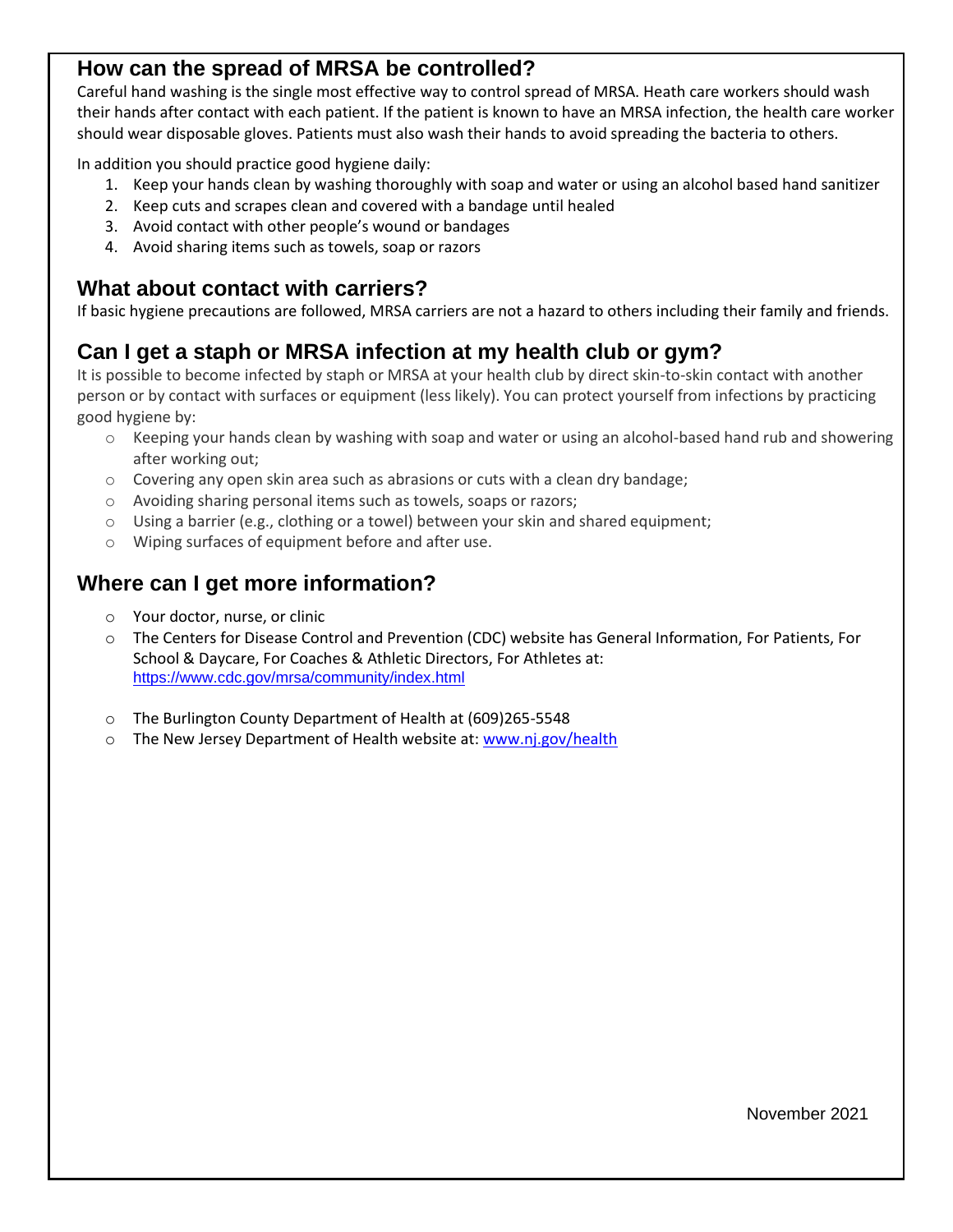## How can the spread of MRSA be controlled?

Careful hand washing is the single most effective way to control spread of MRSA. Heath care workers should wash their hands after contact with each patient. If the patient is known to have an MRSA infection, the health care worker should wear disposable gloves. Patients must also wash their hands to avoid spreading the bacteria to others.

In addition you should practice good hygiene daily:

1. Keep your hands clean by washing thoroughly with soap and water or using an alcohol based hand sanitizer
2. Keep cuts and scrapes clean and covered with a bandage until healed
3. Avoid contact with other people's wound or bandages
4. Avoid sharing items such as towels, soap or razors

## What about contact with carriers?

If basic hygiene precautions are followed, MRSA carriers are not a hazard to others including their family and friends.

## Can I get a staph or MRSA infection at my health club or gym?

It is possible to become infected by staph or MRSA at your health club by direct skin-to-skin contact with another person or by contact with surfaces or equipment (less likely). You can protect yourself from infections by practicing good hygiene by:

- Keeping your hands clean by washing with soap and water or using an alcohol-based hand rub and showering after working out;
- Covering any open skin area such as abrasions or cuts with a clean dry bandage;
- Avoiding sharing personal items such as towels, soaps or razors;
- Using a barrier (e.g., clothing or a towel) between your skin and shared equipment;
- Wiping surfaces of equipment before and after use.

## Where can I get more information?

- Your doctor, nurse, or clinic
- The Centers for Disease Control and Prevention (CDC) website has General Information, For Patients, For School & Daycare, For Coaches & Athletic Directors, For Athletes at: https://www.cdc.gov/mrsa/community/index.html
- The Burlington County Department of Health at (609)265-5548
- The New Jersey Department of Health website at: www.nj.gov/health

November 2021